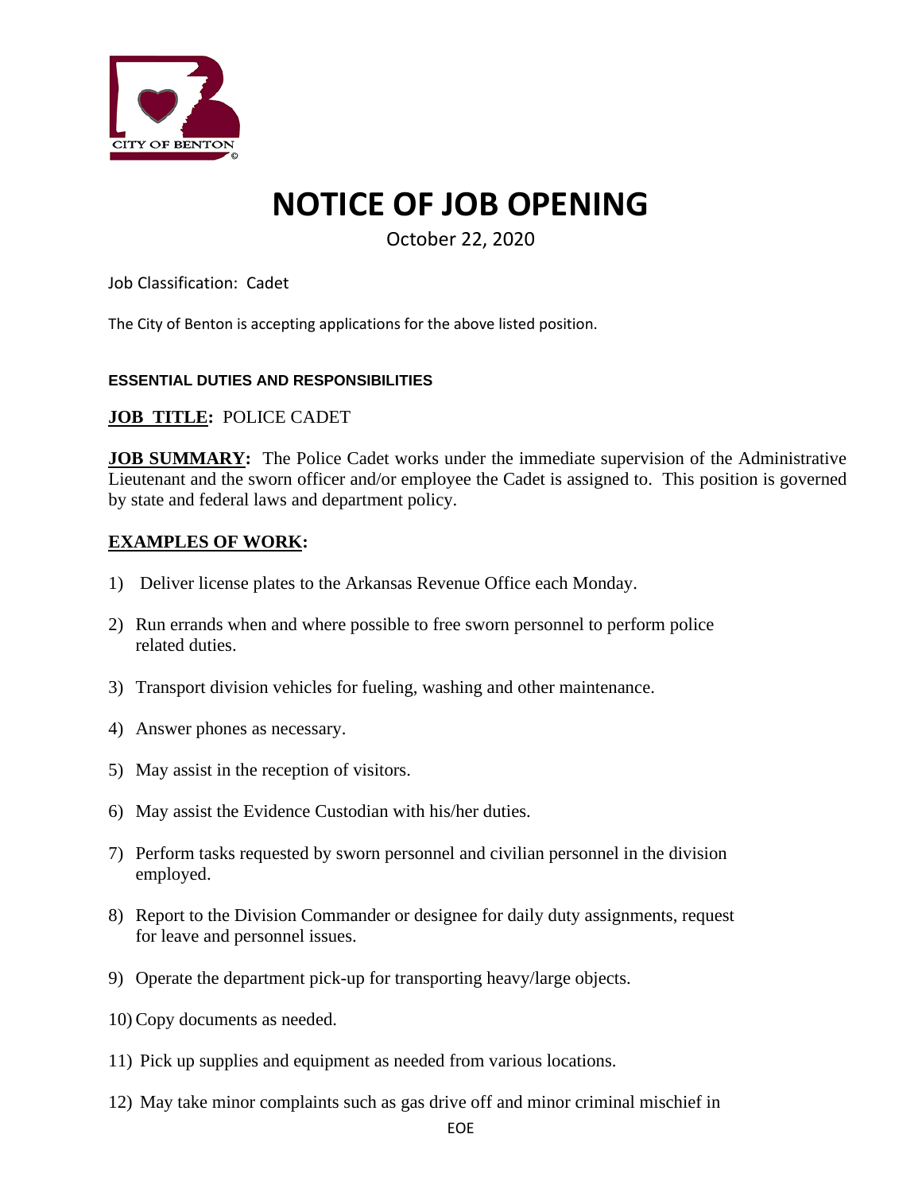CITY OF BENTON

# NOTICE OF JOB OPENING

October 22, 2020

Job Classification: Cadet

The City of Benton is accepting applications for the above listed position.

**ESSENTIAL DUTIES AND RESPONSIBILITIES**

**JOB TITLE:** POLICE CADET

**JOB SUMMARY:** The Police Cadet works under the immediate supervision of the Administrative Lieutenant and the sworn officer and/or employee the Cadet is assigned to. This position is governed by state and federal laws and department policy.

**EXAMPLES OF WORK:**

1) Deliver license plates to the Arkansas Revenue Office each Monday.
2) Run errands when and where possible to free sworn personnel to perform police related duties.
3) Transport division vehicles for fueling, washing and other maintenance.
4) Answer phones as necessary.
5) May assist in the reception of visitors.
6) May assist the Evidence Custodian with his/her duties.
7) Perform tasks requested by sworn personnel and civilian personnel in the division employed.
8) Report to the Division Commander or designee for daily duty assignments, request for leave and personnel issues.
9) Operate the department pick-up for transporting heavy/large objects.
10) Copy documents as needed.
11) Pick up supplies and equipment as needed from various locations.
12) May take minor complaints such as gas drive off and minor criminal mischief in

EOE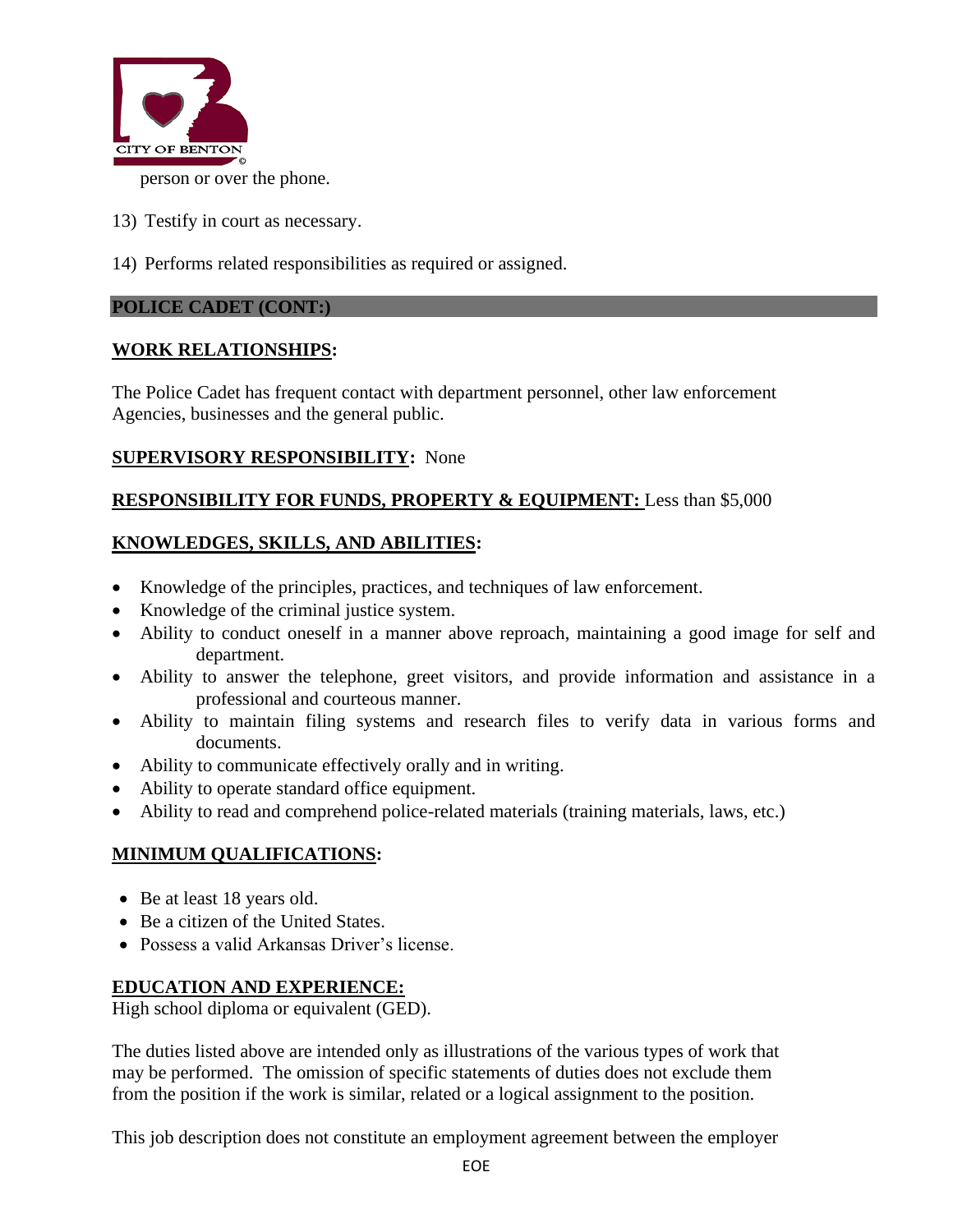person or over the phone.

13) Testify in court as necessary.

14) Performs related responsibilities as required or assigned.

**POLICE CADET (CONT:)**

**WORK RELATIONSHIPS:**

The Police Cadet has frequent contact with department personnel, other law enforcement Agencies, businesses and the general public.

**SUPERVISORY RESPONSIBILITY:** None

**RESPONSIBILITY FOR FUNDS, PROPERTY & EQUIPMENT:** Less than $5,000

**KNOWLEDGES, SKILLS, AND ABILITIES:**

- Knowledge of the principles, practices, and techniques of law enforcement.
- Knowledge of the criminal justice system.
- Ability to conduct oneself in a manner above reproach, maintaining a good image for self and department.
- Ability to answer the telephone, greet visitors, and provide information and assistance in a professional and courteous manner.
- Ability to maintain filing systems and research files to verify data in various forms and documents.
- Ability to communicate effectively orally and in writing.
- Ability to operate standard office equipment.
- Ability to read and comprehend police-related materials (training materials, laws, etc.)

**MINIMUM QUALIFICATIONS:**

- Be at least 18 years old.
- Be a citizen of the United States.
- Possess a valid Arkansas Driver's license.

**EDUCATION AND EXPERIENCE:**
High school diploma or equivalent (GED).

The duties listed above are intended only as illustrations of the various types of work that may be performed. The omission of specific statements of duties does not exclude them from the position if the work is similar, related or a logical assignment to the position.

This job description does not constitute an employment agreement between the employer

EOE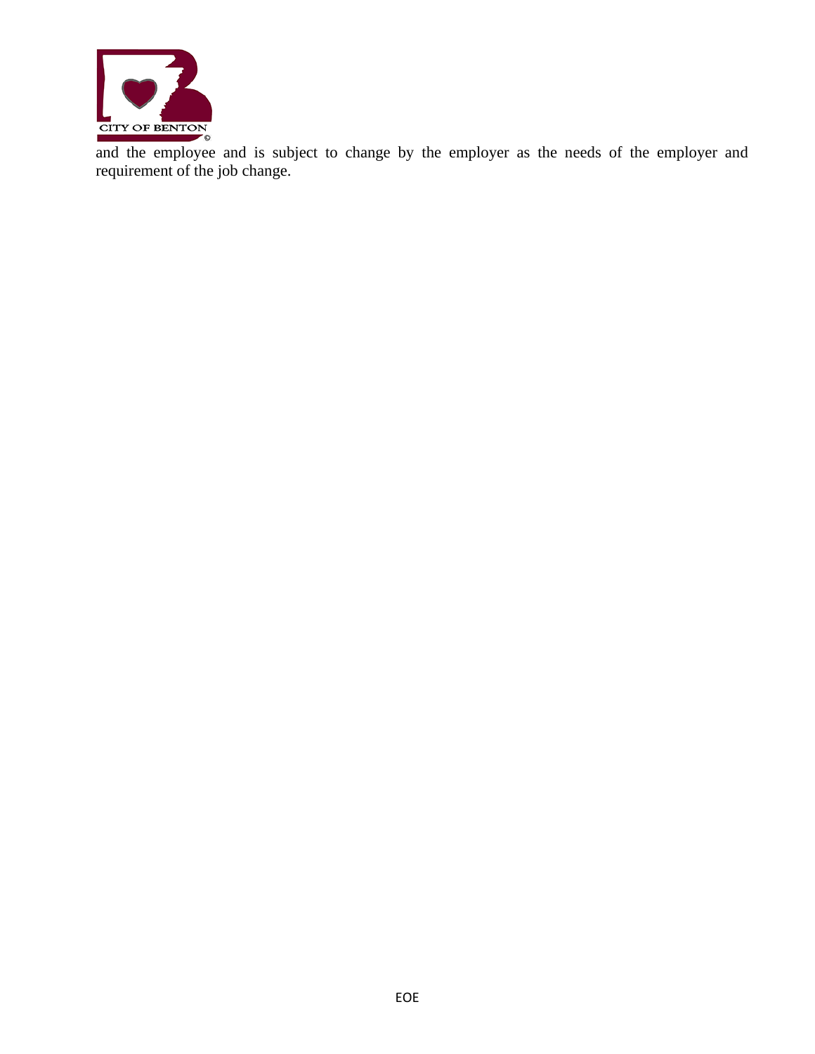and the employee and is subject to change by the employer as the needs of the employer and requirement of the job change.

EOE